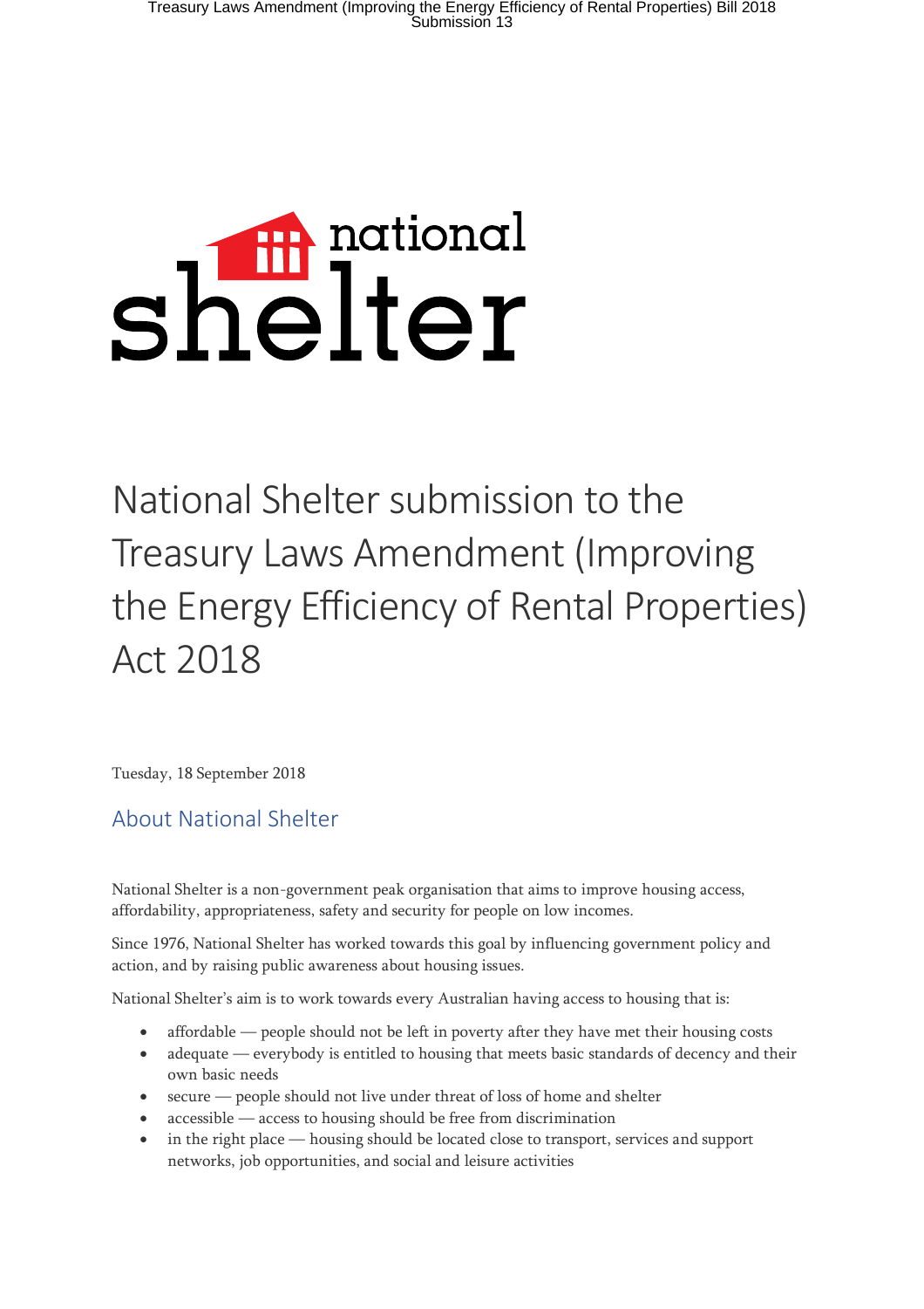# National Shelter submission to the Treasury Laws Amendment (Improving the Energy Efficiency of Rental Properties) Act 2018

Tuesday, 18 September 2018

## About National Shelter

National Shelter is a non-government peak organisation that aims to improve housing access, affordability, appropriateness, safety and security for people on low incomes.

Since 1976, National Shelter has worked towards this goal by influencing government policy and action, and by raising public awareness about housing issues.

National Shelter's aim is to work towards every Australian having access to housing that is:

- affordable — people should not be left in poverty after they have met their housing costs
- adequate — everybody is entitled to housing that meets basic standards of decency and their own basic needs
- secure — people should not live under threat of loss of home and shelter
- accessible — access to housing should be free from discrimination
- in the right place — housing should be located close to transport, services and support networks, job opportunities, and social and leisure activities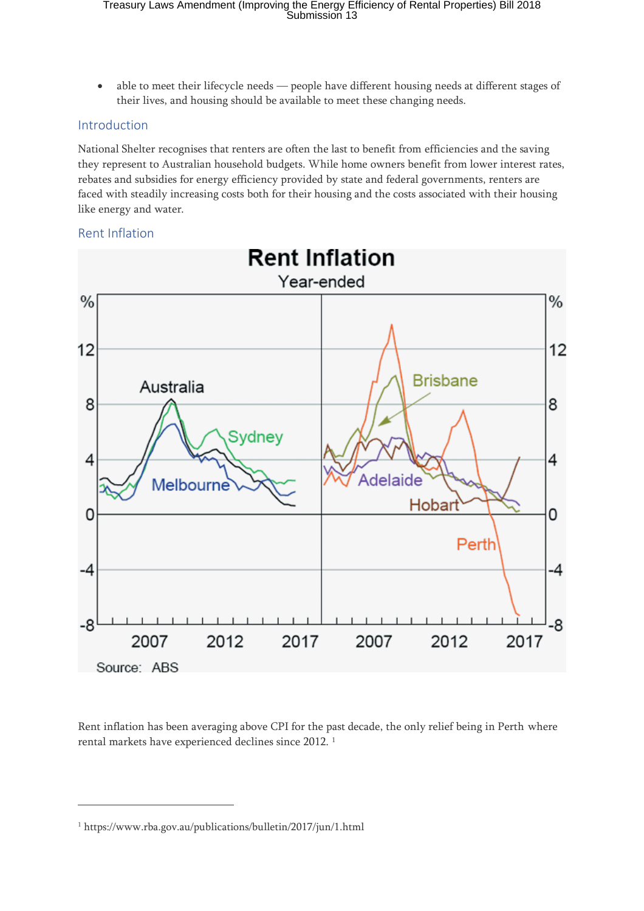- able to meet their lifecycle needs — people have different housing needs at different stages of their lives, and housing should be available to meet these changing needs.

## Introduction

National Shelter recognises that renters are often the last to benefit from efficiencies and the saving they represent to Australian household budgets. While home owners benefit from lower interest rates, rebates and subsidies for energy efficiency provided by state and federal governments, renters are faced with steadily increasing costs both for their housing and the costs associated with their housing like energy and water.

## Rent Inflation

Rent inflation has been averaging above CPI for the past decade, the only relief being in Perth where rental markets have experienced declines since 2012. [1]

[1] https://www.rba.gov.au/publications/bulletin/2017/jun/1.html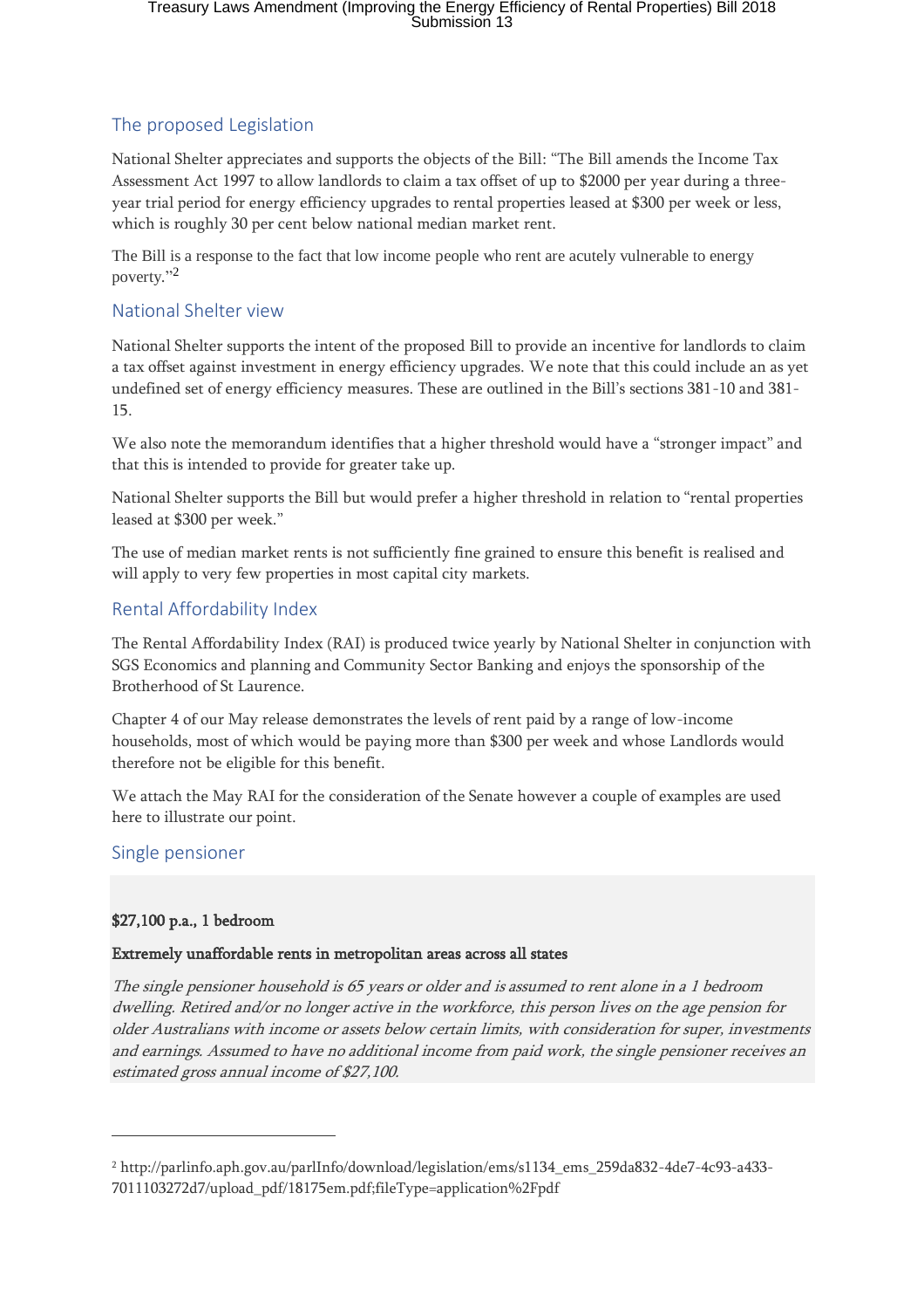## The proposed Legislation

National Shelter appreciates and supports the objects of the Bill: "The Bill amends the Income Tax Assessment Act 1997 to allow landlords to claim a tax offset of up to $2000 per year during a three-year trial period for energy efficiency upgrades to rental properties leased at $300 per week or less, which is roughly 30 per cent below national median market rent.

The Bill is a response to the fact that low income people who rent are acutely vulnerable to energy poverty."[2]

## National Shelter view

National Shelter supports the intent of the proposed Bill to provide an incentive for landlords to claim a tax offset against investment in energy efficiency upgrades. We note that this could include an as yet undefined set of energy efficiency measures. These are outlined in the Bill's sections 381-10 and 381-15.

We also note the memorandum identifies that a higher threshold would have a "stronger impact" and that this is intended to provide for greater take up.

National Shelter supports the Bill but would prefer a higher threshold in relation to "rental properties leased at $300 per week."

The use of median market rents is not sufficiently fine grained to ensure this benefit is realised and will apply to very few properties in most capital city markets.

## Rental Affordability Index

The Rental Affordability Index (RAI) is produced twice yearly by National Shelter in conjunction with SGS Economics and planning and Community Sector Banking and enjoys the sponsorship of the Brotherhood of St Laurence.

Chapter 4 of our May release demonstrates the levels of rent paid by a range of low-income households, most of which would be paying more than $300 per week and whose Landlords would therefore not be eligible for this benefit.

We attach the May RAI for the consideration of the Senate however a couple of examples are used here to illustrate our point.

## Single pensioner

**$27,100 p.a., 1 bedroom**

**Extremely unaffordable rents in metropolitan areas across all states**

*The single pensioner household is 65 years or older and is assumed to rent alone in a 1 bedroom dwelling. Retired and/or no longer active in the workforce, this person lives on the age pension for older Australians with income or assets below certain limits, with consideration for super, investments and earnings. Assumed to have no additional income from paid work, the single pensioner receives an estimated gross annual income of $27,100.*

---

[2] http://parlinfo.aph.gov.au/parlInfo/download/legislation/ems/s1134_ems_259da832-4de7-4c93-a433-7011103272d7/upload_pdf/18175em.pdf;fileType=application%2Fpdf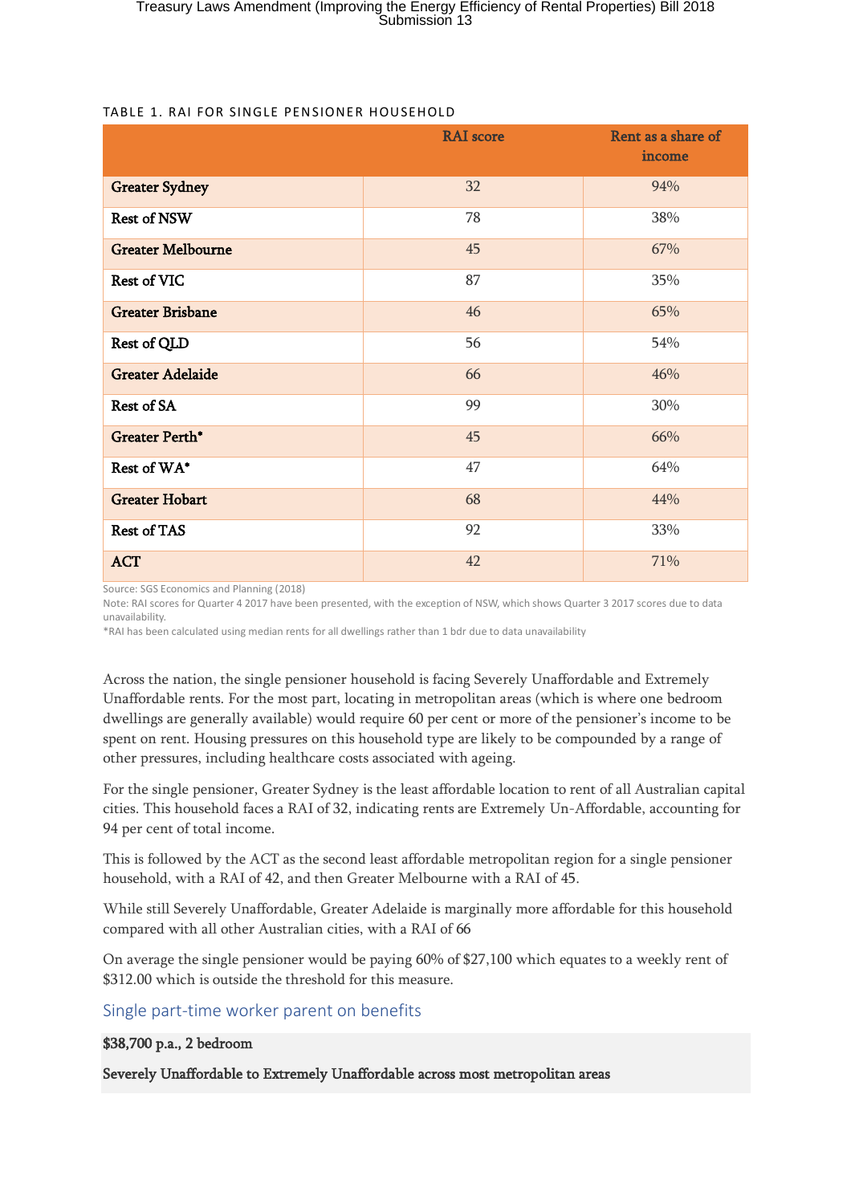TABLE 1. RAI FOR SINGLE PENSIONER HOUSEHOLD

| | RAI score | Rent as a share of income |
|---|---|---|
| **Greater Sydney** | 32 | 94% |
| **Rest of NSW** | 78 | 38% |
| **Greater Melbourne** | 45 | 67% |
| **Rest of VIC** | 87 | 35% |
| **Greater Brisbane** | 46 | 65% |
| **Rest of QLD** | 56 | 54% |
| **Greater Adelaide** | 66 | 46% |
| **Rest of SA** | 99 | 30% |
| **Greater Perth*** | 45 | 66% |
| **Rest of WA*** | 47 | 64% |
| **Greater Hobart** | 68 | 44% |
| **Rest of TAS** | 92 | 33% |
| **ACT** | 42 | 71% |

Source: SGS Economics and Planning (2018)
Note: RAI scores for Quarter 4 2017 have been presented, with the exception of NSW, which shows Quarter 3 2017 scores due to data unavailability.
*RAI has been calculated using median rents for all dwellings rather than 1 bdr due to data unavailability

Across the nation, the single pensioner household is facing Severely Unaffordable and Extremely Unaffordable rents. For the most part, locating in metropolitan areas (which is where one bedroom dwellings are generally available) would require 60 per cent or more of the pensioner's income to be spent on rent. Housing pressures on this household type are likely to be compounded by a range of other pressures, including healthcare costs associated with ageing.

For the single pensioner, Greater Sydney is the least affordable location to rent of all Australian capital cities. This household faces a RAI of 32, indicating rents are Extremely Un-Affordable, accounting for 94 per cent of total income.

This is followed by the ACT as the second least affordable metropolitan region for a single pensioner household, with a RAI of 42, and then Greater Melbourne with a RAI of 45.

While still Severely Unaffordable, Greater Adelaide is marginally more affordable for this household compared with all other Australian cities, with a RAI of 66

On average the single pensioner would be paying 60% of $27,100 which equates to a weekly rent of $312.00 which is outside the threshold for this measure.

## Single part-time worker parent on benefits

**$38,700 p.a., 2 bedroom**

**Severely Unaffordable to Extremely Unaffordable across most metropolitan areas**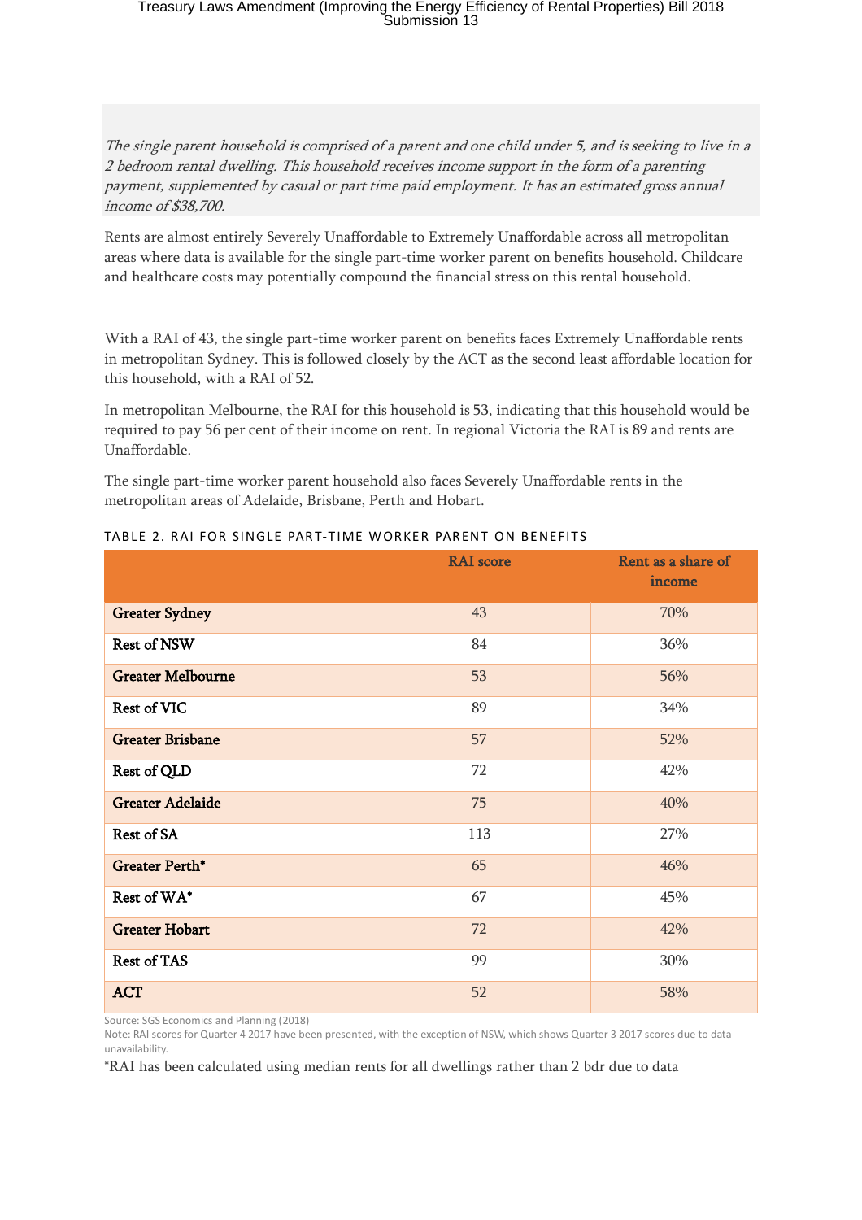*The single parent household is comprised of a parent and one child under 5, and is seeking to live in a 2 bedroom rental dwelling. This household receives income support in the form of a parenting payment, supplemented by casual or part time paid employment. It has an estimated gross annual income of $38,700.*

Rents are almost entirely Severely Unaffordable to Extremely Unaffordable across all metropolitan areas where data is available for the single part-time worker parent on benefits household. Childcare and healthcare costs may potentially compound the financial stress on this rental household.

With a RAI of 43, the single part-time worker parent on benefits faces Extremely Unaffordable rents in metropolitan Sydney. This is followed closely by the ACT as the second least affordable location for this household, with a RAI of 52.

In metropolitan Melbourne, the RAI for this household is 53, indicating that this household would be required to pay 56 per cent of their income on rent. In regional Victoria the RAI is 89 and rents are Unaffordable.

The single part-time worker parent household also faces Severely Unaffordable rents in the metropolitan areas of Adelaide, Brisbane, Perth and Hobart.

TABLE 2. RAI FOR SINGLE PART-TIME WORKER PARENT ON BENEFITS

| | RAI score | Rent as a share of income |
|---|---|---|
| Greater Sydney | 43 | 70% |
| Rest of NSW | 84 | 36% |
| Greater Melbourne | 53 | 56% |
| Rest of VIC | 89 | 34% |
| Greater Brisbane | 57 | 52% |
| Rest of QLD | 72 | 42% |
| Greater Adelaide | 75 | 40% |
| Rest of SA | 113 | 27% |
| Greater Perth* | 65 | 46% |
| Rest of WA* | 67 | 45% |
| Greater Hobart | 72 | 42% |
| Rest of TAS | 99 | 30% |
| ACT | 52 | 58% |

Source: SGS Economics and Planning (2018)
Note: RAI scores for Quarter 4 2017 have been presented, with the exception of NSW, which shows Quarter 3 2017 scores due to data unavailability.

*RAI has been calculated using median rents for all dwellings rather than 2 bdr due to data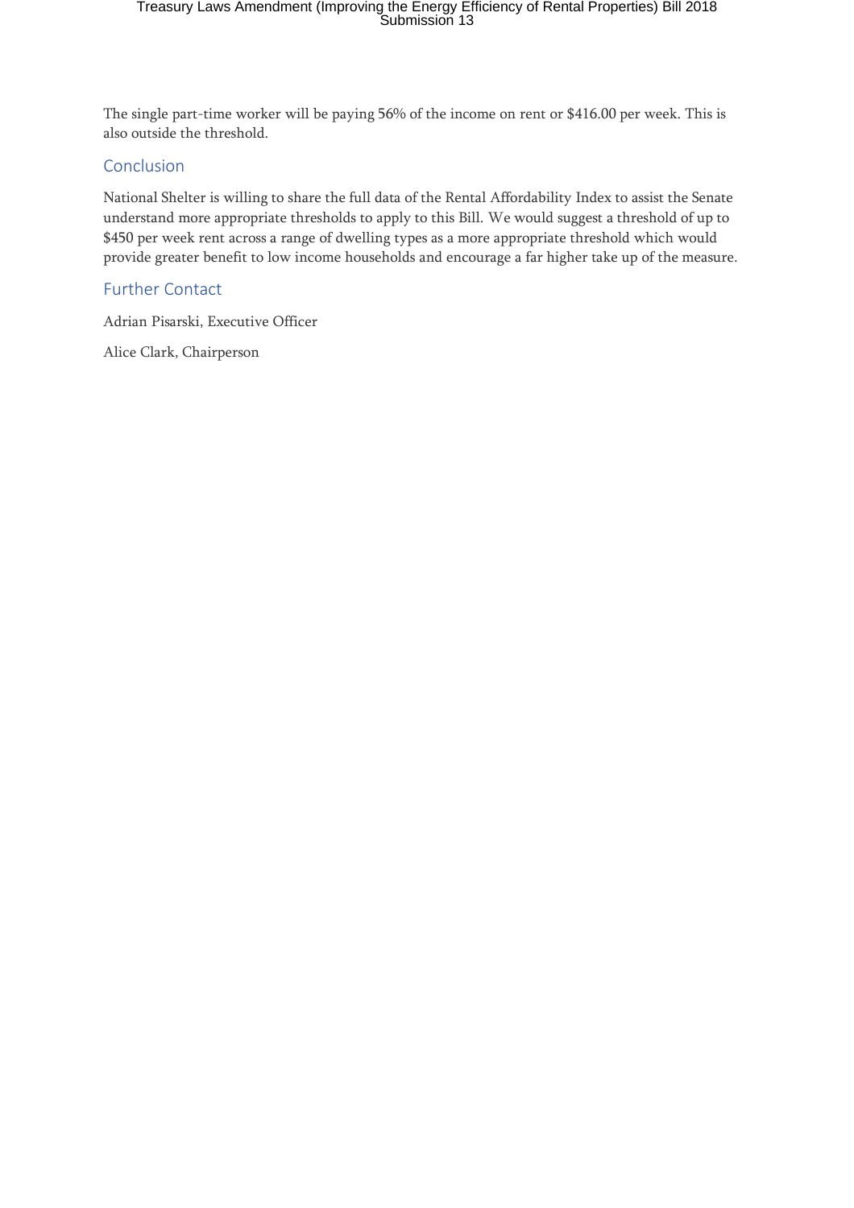The single part-time worker will be paying 56% of the income on rent or $416.00 per week. This is also outside the threshold.

## Conclusion

National Shelter is willing to share the full data of the Rental Affordability Index to assist the Senate understand more appropriate thresholds to apply to this Bill. We would suggest a threshold of up to $450 per week rent across a range of dwelling types as a more appropriate threshold which would provide greater benefit to low income households and encourage a far higher take up of the measure.

## Further Contact

Adrian Pisarski, Executive Officer

Alice Clark, Chairperson